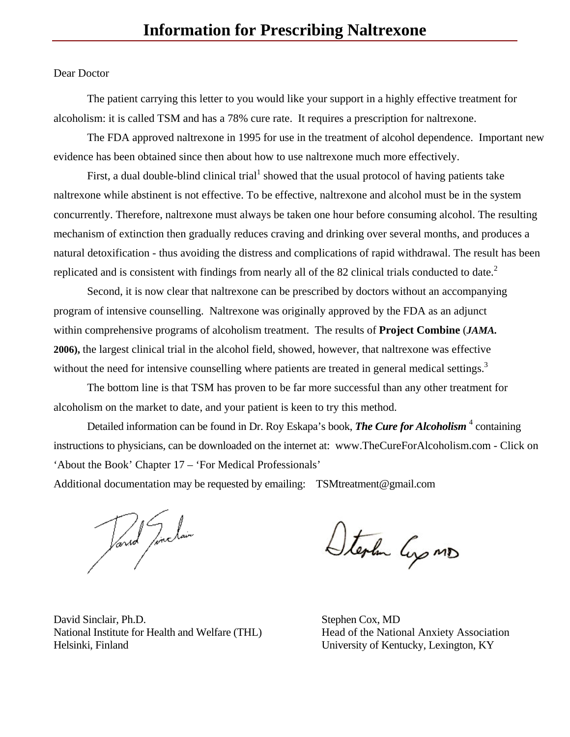# Information for Prescribing Naltrexone

Dear Doctor

The patient carrying this letter to you would like your support in a highly effective treatment for alcoholism: it is called TSM and has a 78% cure rate. It requires a prescription for naltrexone.

The FDA approved naltrexone in 1995 for use in the treatment of alcohol dependence. Important new evidence has been obtained since then about how to use naltrexone much more effectively.

First, a dual double-blind clinical trial[1] showed that the usual protocol of having patients take naltrexone while abstinent is not effective. To be effective, naltrexone and alcohol must be in the system concurrently. Therefore, naltrexone must always be taken one hour before consuming alcohol. The resulting mechanism of extinction then gradually reduces craving and drinking over several months, and produces a natural detoxification - thus avoiding the distress and complications of rapid withdrawal. The result has been replicated and is consistent with findings from nearly all of the 82 clinical trials conducted to date.[2]

Second, it is now clear that naltrexone can be prescribed by doctors without an accompanying program of intensive counselling. Naltrexone was originally approved by the FDA as an adjunct within comprehensive programs of alcoholism treatment. The results of **Project Combine** (***JAMA.* 2006),** the largest clinical trial in the alcohol field, showed, however, that naltrexone was effective without the need for intensive counselling where patients are treated in general medical settings.[3]

The bottom line is that TSM has proven to be far more successful than any other treatment for alcoholism on the market to date, and your patient is keen to try this method.

Detailed information can be found in Dr. Roy Eskapa's book, ***The Cure for Alcoholism***[4] containing instructions to physicians, can be downloaded on the internet at: www.TheCureForAlcoholism.com - Click on 'About the Book' Chapter 17 – 'For Medical Professionals'

Additional documentation may be requested by emailing: TSMtreatment@gmail.com

David Sinclair, Ph.D.
National Institute for Health and Welfare (THL)
Helsinki, Finland

Stephen Cox, MD
Head of the National Anxiety Association
University of Kentucky, Lexington, KY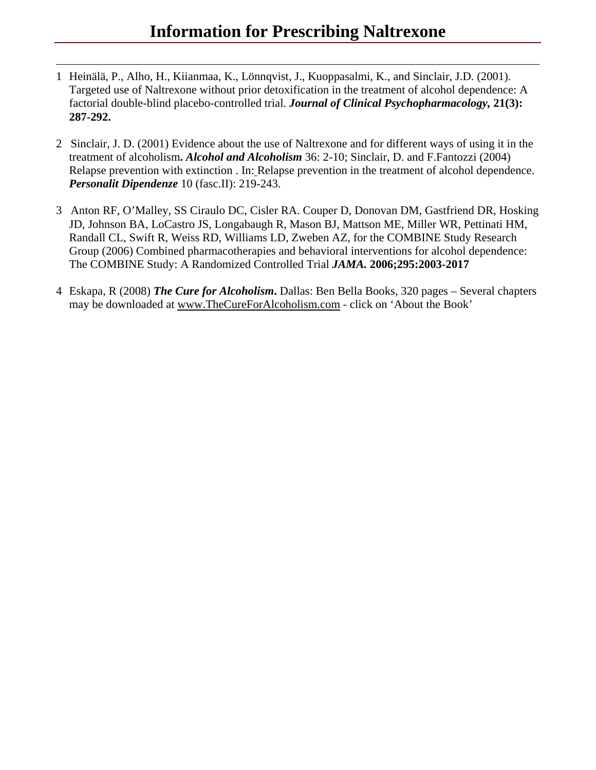1 Heinälä, P., Alho, H., Kiianmaa, K., Lönnqvist, J., Kuoppasalmi, K., and Sinclair, J.D. (2001). Targeted use of Naltrexone without prior detoxification in the treatment of alcohol dependence: A factorial double-blind placebo-controlled trial. ***Journal of Clinical Psychopharmacology*****, 21(3): 287-292.**

2 Sinclair, J. D. (2001) Evidence about the use of Naltrexone and for different ways of using it in the treatment of alcoholism**.** ***Alcohol and Alcoholism*** 36: 2-10; Sinclair, D. and F.Fantozzi (2004) Relapse prevention with extinction . In: Relapse prevention in the treatment of alcohol dependence. ***Personalit Dipendenze*** 10 (fasc.II): 219-243.

3 Anton RF, O'Malley, SS Ciraulo DC, Cisler RA. Couper D, Donovan DM, Gastfriend DR, Hosking JD, Johnson BA, LoCastro JS, Longabaugh R, Mason BJ, Mattson ME, Miller WR, Pettinati HM, Randall CL, Swift R, Weiss RD, Williams LD, Zweben AZ, for the COMBINE Study Research Group (2006) Combined pharmacotherapies and behavioral interventions for alcohol dependence: The COMBINE Study: A Randomized Controlled Trial ***JAMA*****. 2006;295:2003-2017**

4 Eskapa, R (2008) ***The Cure for Alcoholism*****.** Dallas: Ben Bella Books, 320 pages – Several chapters may be downloaded at www.TheCureForAlcoholism.com - click on 'About the Book'